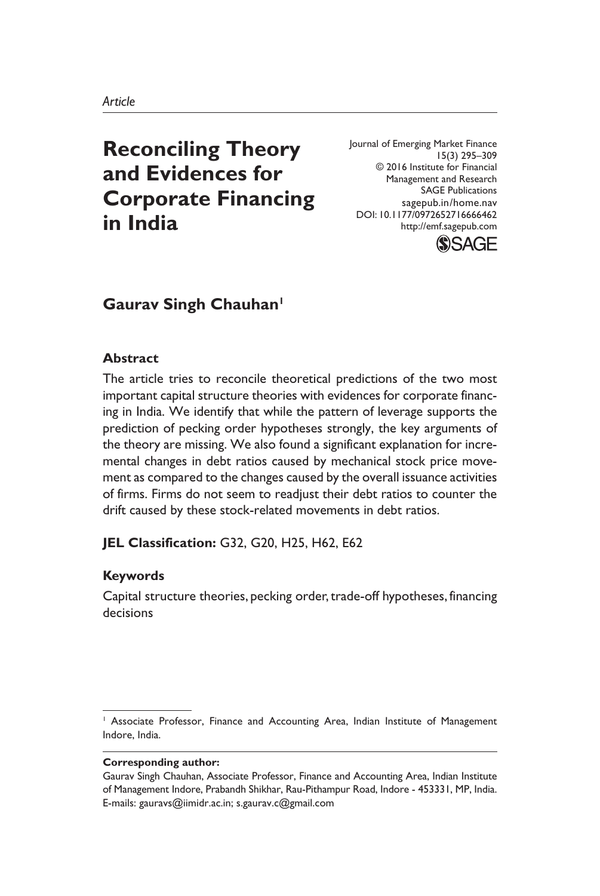*Article*

# Reconciling Theory and Evidences for Corporate Financing in India

Journal of Emerging Market Finance
15(3) 295–309
© 2016 Institute for Financial Management and Research
SAGE Publications
sagepub.in/home.nav
DOI: 10.1177/0972652716666462
http://emf.sagepub.com

**Gaurav Singh Chauhan**[1]

### Abstract

The article tries to reconcile theoretical predictions of the two most important capital structure theories with evidences for corporate financing in India. We identify that while the pattern of leverage supports the prediction of pecking order hypotheses strongly, the key arguments of the theory are missing. We also found a significant explanation for incremental changes in debt ratios caused by mechanical stock price movement as compared to the changes caused by the overall issuance activities of firms. Firms do not seem to readjust their debt ratios to counter the drift caused by these stock-related movements in debt ratios.

**JEL Classification:** G32, G20, H25, H62, E62

### Keywords

Capital structure theories, pecking order, trade-off hypotheses, financing decisions

[1] Associate Professor, Finance and Accounting Area, Indian Institute of Management Indore, India.

**Corresponding author:**

Gaurav Singh Chauhan, Associate Professor, Finance and Accounting Area, Indian Institute of Management Indore, Prabandh Shikhar, Rau-Pithampur Road, Indore - 453331, MP, India.
E-mails: gauravs@iimidr.ac.in; s.gaurav.c@gmail.com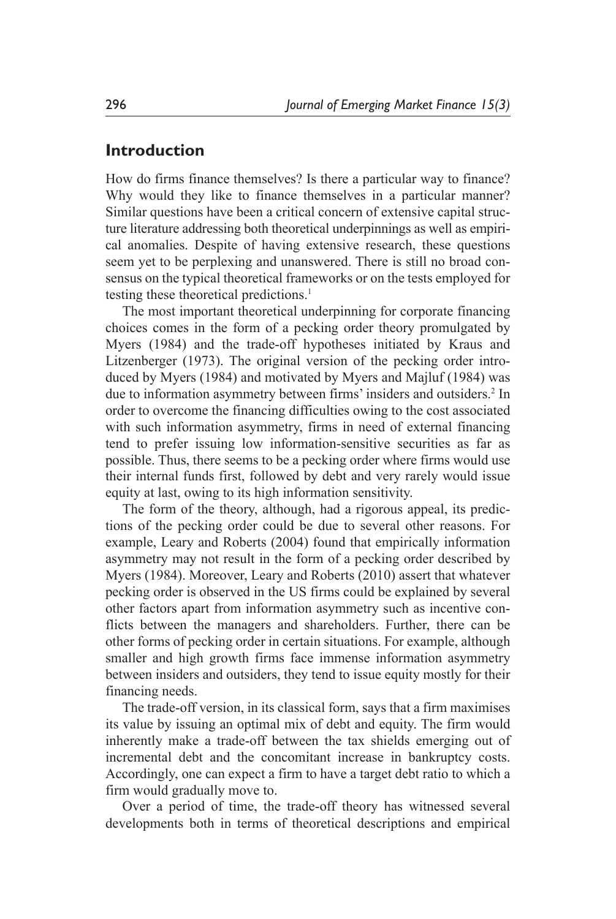## Introduction

How do firms finance themselves? Is there a particular way to finance? Why would they like to finance themselves in a particular manner? Similar questions have been a critical concern of extensive capital structure literature addressing both theoretical underpinnings as well as empirical anomalies. Despite of having extensive research, these questions seem yet to be perplexing and unanswered. There is still no broad consensus on the typical theoretical frameworks or on the tests employed for testing these theoretical predictions.[1]

The most important theoretical underpinning for corporate financing choices comes in the form of a pecking order theory promulgated by Myers (1984) and the trade-off hypotheses initiated by Kraus and Litzenberger (1973). The original version of the pecking order introduced by Myers (1984) and motivated by Myers and Majluf (1984) was due to information asymmetry between firms' insiders and outsiders.[2] In order to overcome the financing difficulties owing to the cost associated with such information asymmetry, firms in need of external financing tend to prefer issuing low information-sensitive securities as far as possible. Thus, there seems to be a pecking order where firms would use their internal funds first, followed by debt and very rarely would issue equity at last, owing to its high information sensitivity.

The form of the theory, although, had a rigorous appeal, its predictions of the pecking order could be due to several other reasons. For example, Leary and Roberts (2004) found that empirically information asymmetry may not result in the form of a pecking order described by Myers (1984). Moreover, Leary and Roberts (2010) assert that whatever pecking order is observed in the US firms could be explained by several other factors apart from information asymmetry such as incentive conflicts between the managers and shareholders. Further, there can be other forms of pecking order in certain situations. For example, although smaller and high growth firms face immense information asymmetry between insiders and outsiders, they tend to issue equity mostly for their financing needs.

The trade-off version, in its classical form, says that a firm maximises its value by issuing an optimal mix of debt and equity. The firm would inherently make a trade-off between the tax shields emerging out of incremental debt and the concomitant increase in bankruptcy costs. Accordingly, one can expect a firm to have a target debt ratio to which a firm would gradually move to.

Over a period of time, the trade-off theory has witnessed several developments both in terms of theoretical descriptions and empirical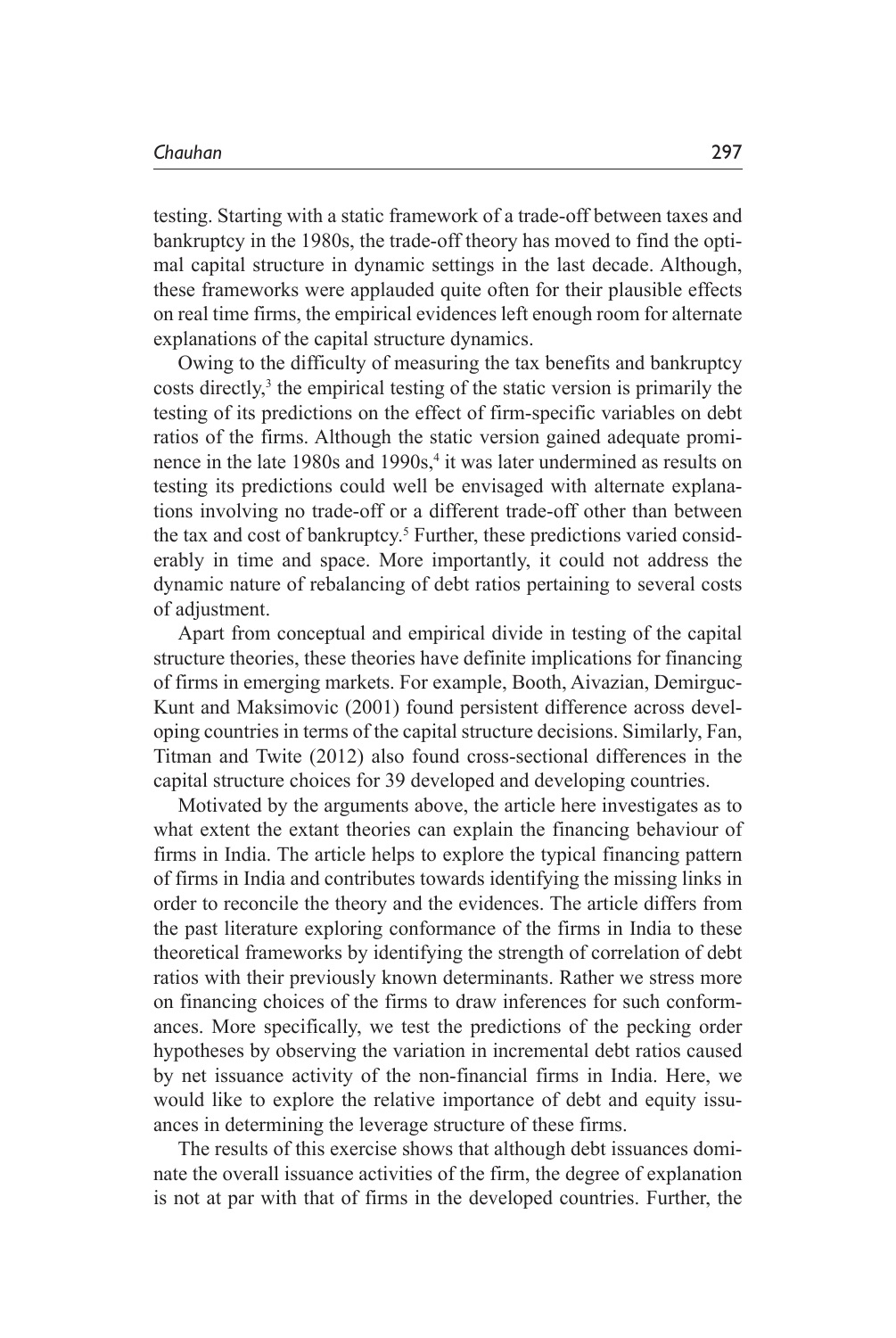testing. Starting with a static framework of a trade-off between taxes and bankruptcy in the 1980s, the trade-off theory has moved to find the optimal capital structure in dynamic settings in the last decade. Although, these frameworks were applauded quite often for their plausible effects on real time firms, the empirical evidences left enough room for alternate explanations of the capital structure dynamics.

Owing to the difficulty of measuring the tax benefits and bankruptcy costs directly,[3] the empirical testing of the static version is primarily the testing of its predictions on the effect of firm-specific variables on debt ratios of the firms. Although the static version gained adequate prominence in the late 1980s and 1990s,[4] it was later undermined as results on testing its predictions could well be envisaged with alternate explanations involving no trade-off or a different trade-off other than between the tax and cost of bankruptcy.[5] Further, these predictions varied considerably in time and space. More importantly, it could not address the dynamic nature of rebalancing of debt ratios pertaining to several costs of adjustment.

Apart from conceptual and empirical divide in testing of the capital structure theories, these theories have definite implications for financing of firms in emerging markets. For example, Booth, Aivazian, Demirguc-Kunt and Maksimovic (2001) found persistent difference across developing countries in terms of the capital structure decisions. Similarly, Fan, Titman and Twite (2012) also found cross-sectional differences in the capital structure choices for 39 developed and developing countries.

Motivated by the arguments above, the article here investigates as to what extent the extant theories can explain the financing behaviour of firms in India. The article helps to explore the typical financing pattern of firms in India and contributes towards identifying the missing links in order to reconcile the theory and the evidences. The article differs from the past literature exploring conformance of the firms in India to these theoretical frameworks by identifying the strength of correlation of debt ratios with their previously known determinants. Rather we stress more on financing choices of the firms to draw inferences for such conformances. More specifically, we test the predictions of the pecking order hypotheses by observing the variation in incremental debt ratios caused by net issuance activity of the non-financial firms in India. Here, we would like to explore the relative importance of debt and equity issuances in determining the leverage structure of these firms.

The results of this exercise shows that although debt issuances dominate the overall issuance activities of the firm, the degree of explanation is not at par with that of firms in the developed countries. Further, the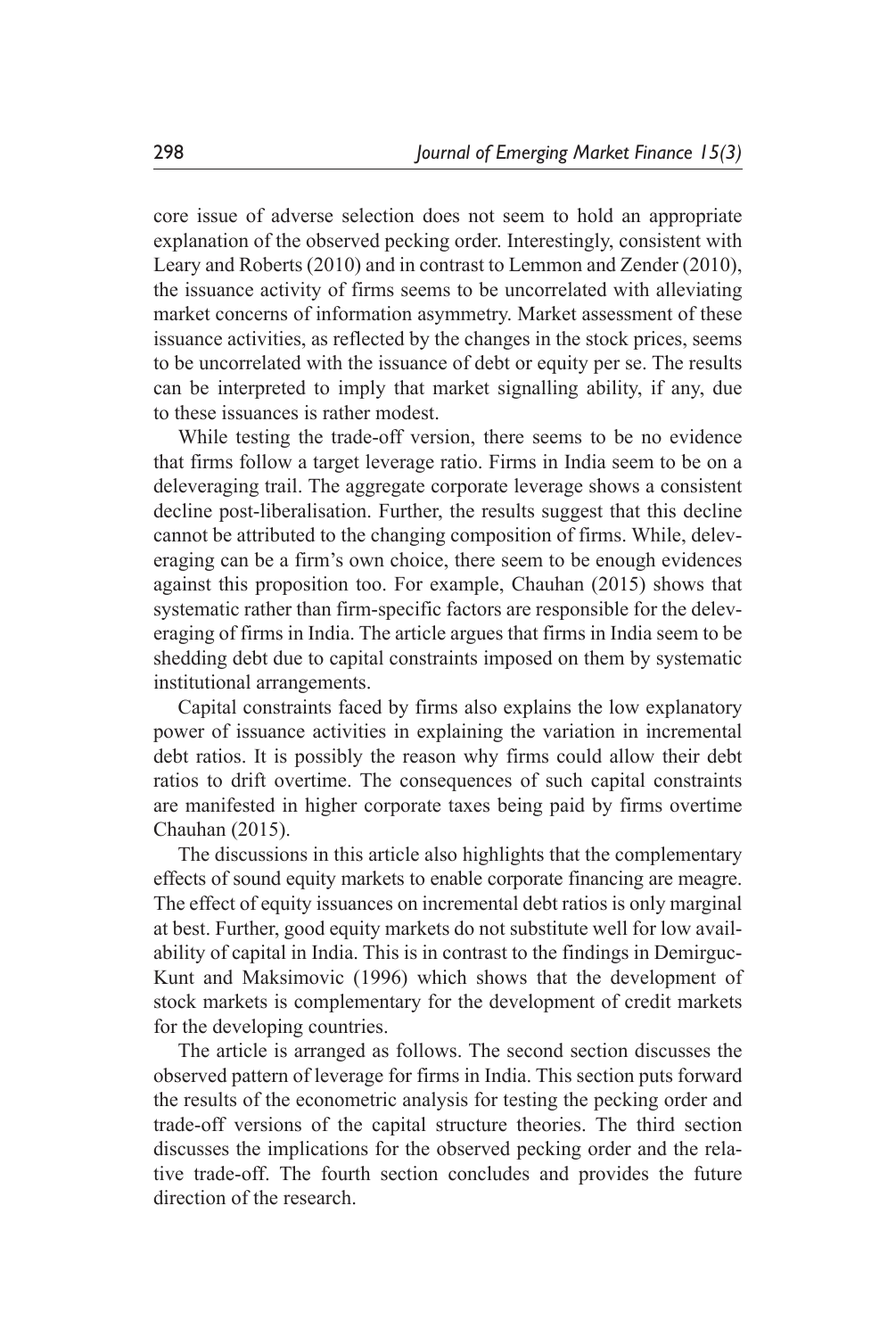core issue of adverse selection does not seem to hold an appropriate explanation of the observed pecking order. Interestingly, consistent with Leary and Roberts (2010) and in contrast to Lemmon and Zender (2010), the issuance activity of firms seems to be uncorrelated with alleviating market concerns of information asymmetry. Market assessment of these issuance activities, as reflected by the changes in the stock prices, seems to be uncorrelated with the issuance of debt or equity per se. The results can be interpreted to imply that market signalling ability, if any, due to these issuances is rather modest.

While testing the trade-off version, there seems to be no evidence that firms follow a target leverage ratio. Firms in India seem to be on a deleveraging trail. The aggregate corporate leverage shows a consistent decline post-liberalisation. Further, the results suggest that this decline cannot be attributed to the changing composition of firms. While, deleveraging can be a firm's own choice, there seem to be enough evidences against this proposition too. For example, Chauhan (2015) shows that systematic rather than firm-specific factors are responsible for the deleveraging of firms in India. The article argues that firms in India seem to be shedding debt due to capital constraints imposed on them by systematic institutional arrangements.

Capital constraints faced by firms also explains the low explanatory power of issuance activities in explaining the variation in incremental debt ratios. It is possibly the reason why firms could allow their debt ratios to drift overtime. The consequences of such capital constraints are manifested in higher corporate taxes being paid by firms overtime Chauhan (2015).

The discussions in this article also highlights that the complementary effects of sound equity markets to enable corporate financing are meagre. The effect of equity issuances on incremental debt ratios is only marginal at best. Further, good equity markets do not substitute well for low availability of capital in India. This is in contrast to the findings in Demirguc-Kunt and Maksimovic (1996) which shows that the development of stock markets is complementary for the development of credit markets for the developing countries.

The article is arranged as follows. The second section discusses the observed pattern of leverage for firms in India. This section puts forward the results of the econometric analysis for testing the pecking order and trade-off versions of the capital structure theories. The third section discusses the implications for the observed pecking order and the relative trade-off. The fourth section concludes and provides the future direction of the research.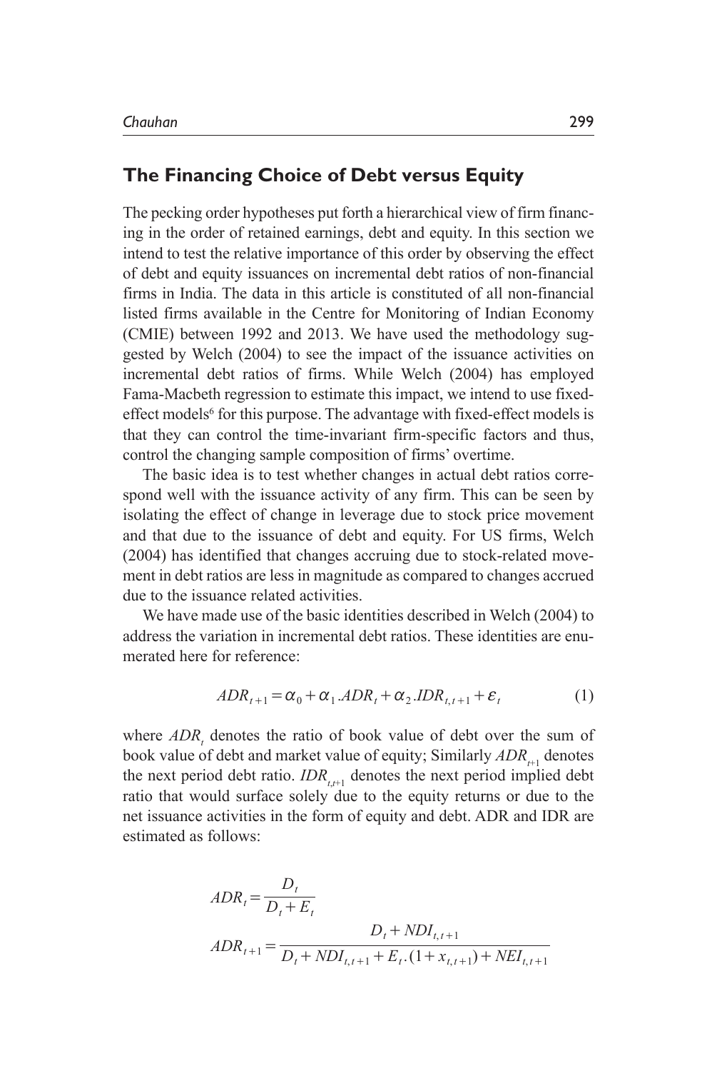## The Financing Choice of Debt versus Equity

The pecking order hypotheses put forth a hierarchical view of firm financing in the order of retained earnings, debt and equity. In this section we intend to test the relative importance of this order by observing the effect of debt and equity issuances on incremental debt ratios of non-financial firms in India. The data in this article is constituted of all non-financial listed firms available in the Centre for Monitoring of Indian Economy (CMIE) between 1992 and 2013. We have used the methodology suggested by Welch (2004) to see the impact of the issuance activities on incremental debt ratios of firms. While Welch (2004) has employed Fama-Macbeth regression to estimate this impact, we intend to use fixed-effect models[6] for this purpose. The advantage with fixed-effect models is that they can control the time-invariant firm-specific factors and thus, control the changing sample composition of firms' overtime.

The basic idea is to test whether changes in actual debt ratios correspond well with the issuance activity of any firm. This can be seen by isolating the effect of change in leverage due to stock price movement and that due to the issuance of debt and equity. For US firms, Welch (2004) has identified that changes accruing due to stock-related movement in debt ratios are less in magnitude as compared to changes accrued due to the issuance related activities.

We have made use of the basic identities described in Welch (2004) to address the variation in incremental debt ratios. These identities are enumerated here for reference:

$$ADR_{t+1} = \alpha_0 + \alpha_1 . ADR_t + \alpha_2 . IDR_{t,t+1} + \varepsilon_t \tag{1}$$

where $ADR_t$ denotes the ratio of book value of debt over the sum of book value of debt and market value of equity; Similarly $ADR_{t+1}$ denotes the next period debt ratio. $IDR_{t,t+1}$ denotes the next period implied debt ratio that would surface solely due to the equity returns or due to the net issuance activities in the form of equity and debt. ADR and IDR are estimated as follows:

$$ADR_t = \frac{D_t}{D_t + E_t}$$

$$ADR_{t+1} = \frac{D_t + NDI_{t,t+1}}{D_t + NDI_{t,t+1} + E_t.(1 + x_{t,t+1}) + NEI_{t,t+1}}$$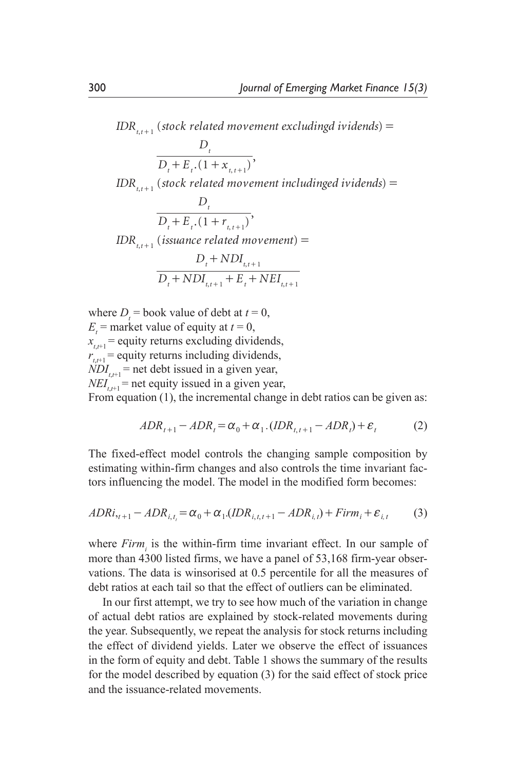$$IDR_{t,t+1} \text{ (stock related movement excludingd ividends)} = \frac{D_t}{D_t + E_t.(1 + x_{t,t+1})},$$

$$IDR_{t,t+1} \text{ (stock related movement includinged ividends)} = \frac{D_t}{D_t + E_t.(1 + r_{t,t+1})},$$

$$IDR_{t,t+1} \text{ (issuance related movement)} = \frac{D_t + NDI_{t,t+1}}{D_t + NDI_{t,t+1} + E_t + NEI_{t,t+1}}$$

where $D_t$ = book value of debt at $t = 0$,
$E_t$ = market value of equity at $t = 0$,
$x_{t,t+1}$ = equity returns excluding dividends,
$r_{t,t+1}$ = equity returns including dividends,
$NDI_{t,t+1}$ = net debt issued in a given year,
$NEI_{t,t+1}$ = net equity issued in a given year,
From equation (1), the incremental change in debt ratios can be given as:

$$ADR_{t+1} - ADR_t = \alpha_0 + \alpha_1.(IDR_{t,t+1} - ADR_t) + \varepsilon_t \tag{2}$$

The fixed-effect model controls the changing sample composition by estimating within-firm changes and also controls the time invariant factors influencing the model. The model in the modified form becomes:

$$ADRi,_{t+1} - ADR_{i,t_i} = \alpha_0 + \alpha_1.(IDR_{i,t,t+1} - ADR_{i,t}) + Firm_i + \varepsilon_{i,t} \tag{3}$$

where $Firm_i$ is the within-firm time invariant effect. In our sample of more than 4300 listed firms, we have a panel of 53,168 firm-year observations. The data is winsorised at 0.5 percentile for all the measures of debt ratios at each tail so that the effect of outliers can be eliminated.

In our first attempt, we try to see how much of the variation in change of actual debt ratios are explained by stock-related movements during the year. Subsequently, we repeat the analysis for stock returns including the effect of dividend yields. Later we observe the effect of issuances in the form of equity and debt. Table 1 shows the summary of the results for the model described by equation (3) for the said effect of stock price and the issuance-related movements.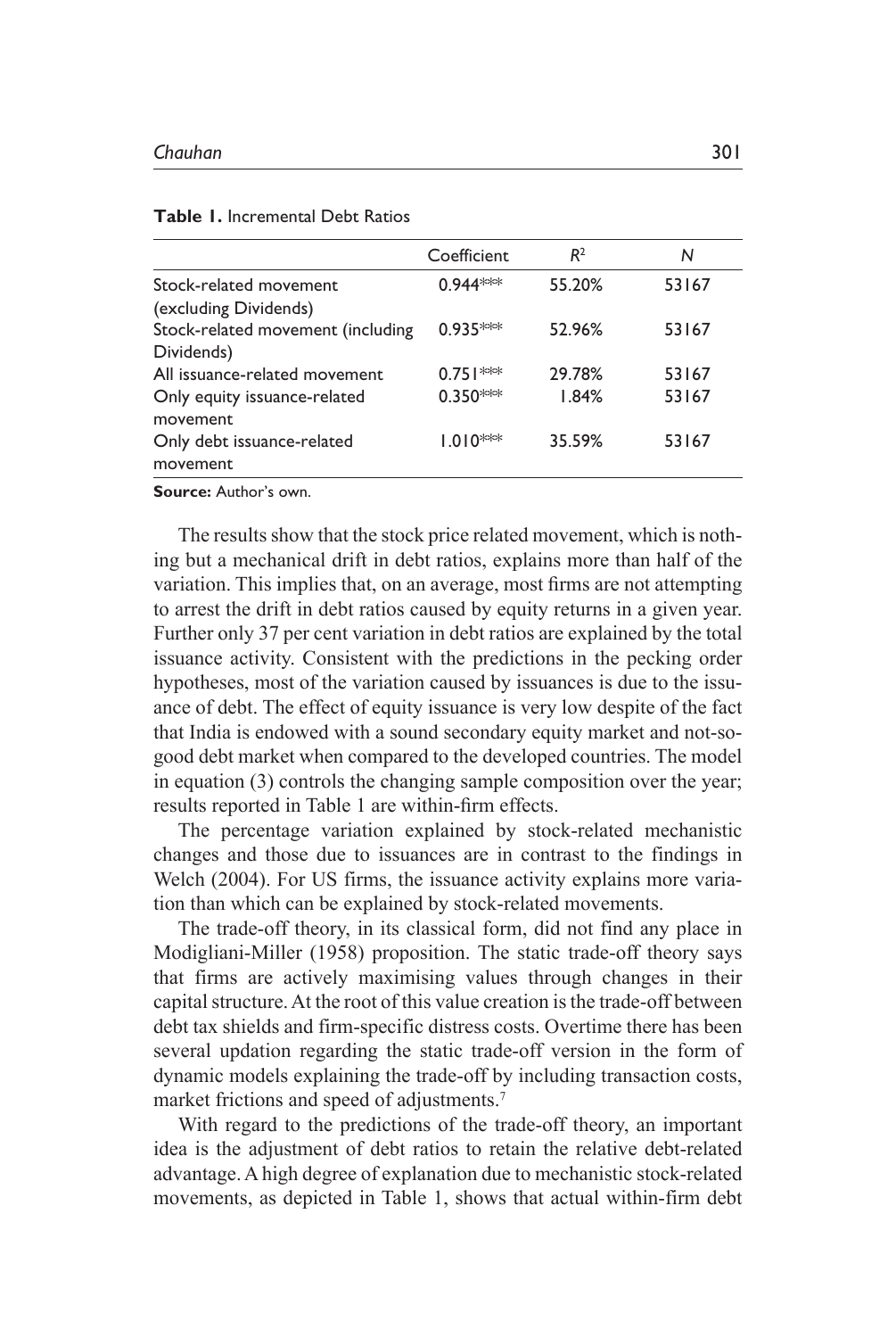**Table 1.** Incremental Debt Ratios

| | Coefficient | $R^2$ | N |
|---|---|---|---|
| Stock-related movement (excluding Dividends) | 0.944*** | 55.20% | 53167 |
| Stock-related movement (including Dividends) | 0.935*** | 52.96% | 53167 |
| All issuance-related movement | 0.751*** | 29.78% | 53167 |
| Only equity issuance-related movement | 0.350*** | 1.84% | 53167 |
| Only debt issuance-related movement | 1.010*** | 35.59% | 53167 |

**Source:** Author's own.

The results show that the stock price related movement, which is nothing but a mechanical drift in debt ratios, explains more than half of the variation. This implies that, on an average, most firms are not attempting to arrest the drift in debt ratios caused by equity returns in a given year. Further only 37 per cent variation in debt ratios are explained by the total issuance activity. Consistent with the predictions in the pecking order hypotheses, most of the variation caused by issuances is due to the issuance of debt. The effect of equity issuance is very low despite of the fact that India is endowed with a sound secondary equity market and not-so-good debt market when compared to the developed countries. The model in equation (3) controls the changing sample composition over the year; results reported in Table 1 are within-firm effects.

The percentage variation explained by stock-related mechanistic changes and those due to issuances are in contrast to the findings in Welch (2004). For US firms, the issuance activity explains more variation than which can be explained by stock-related movements.

The trade-off theory, in its classical form, did not find any place in Modigliani-Miller (1958) proposition. The static trade-off theory says that firms are actively maximising values through changes in their capital structure. At the root of this value creation is the trade-off between debt tax shields and firm-specific distress costs. Overtime there has been several updation regarding the static trade-off version in the form of dynamic models explaining the trade-off by including transaction costs, market frictions and speed of adjustments.[7]

With regard to the predictions of the trade-off theory, an important idea is the adjustment of debt ratios to retain the relative debt-related advantage. A high degree of explanation due to mechanistic stock-related movements, as depicted in Table 1, shows that actual within-firm debt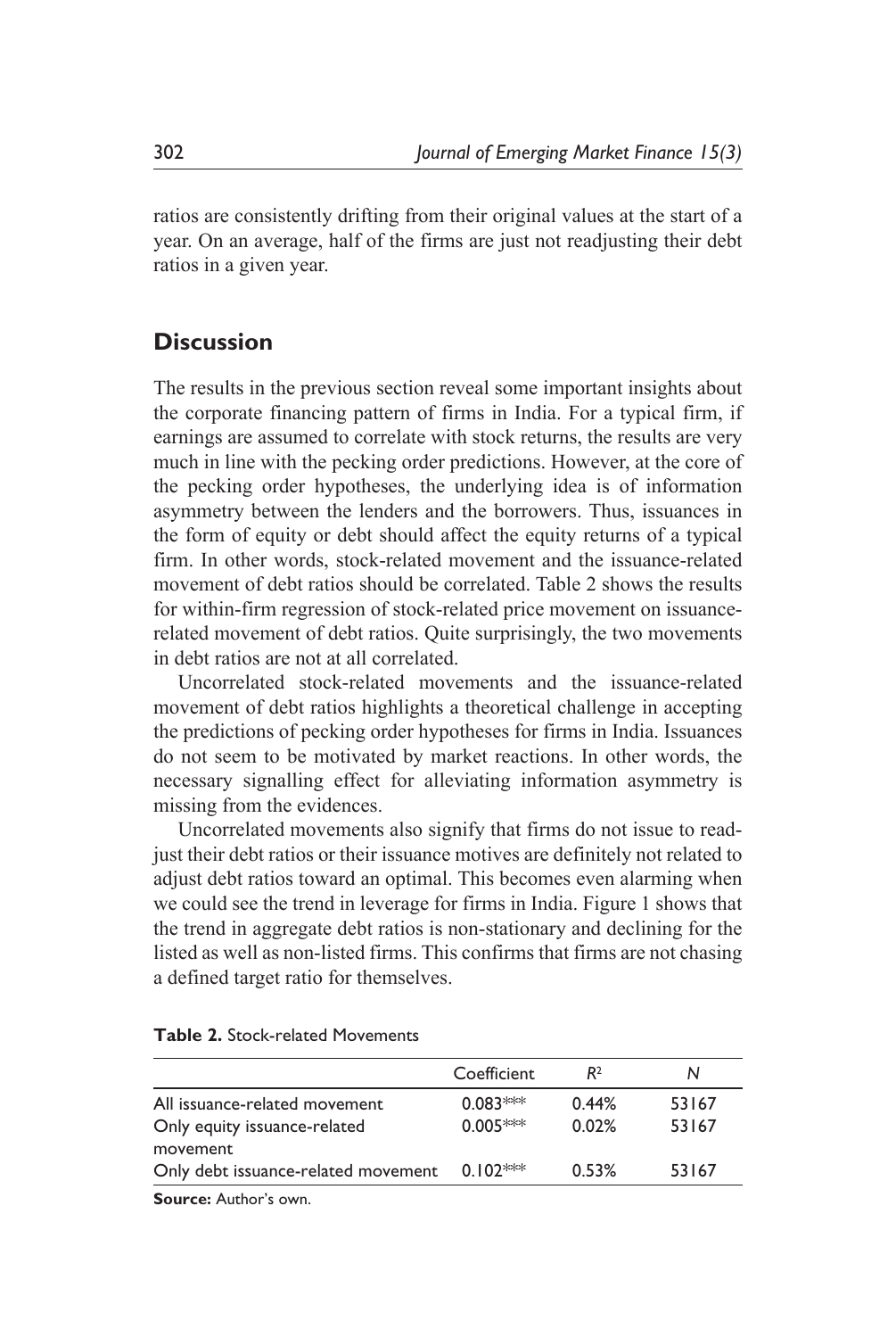ratios are consistently drifting from their original values at the start of a year. On an average, half of the firms are just not readjusting their debt ratios in a given year.

## Discussion

The results in the previous section reveal some important insights about the corporate financing pattern of firms in India. For a typical firm, if earnings are assumed to correlate with stock returns, the results are very much in line with the pecking order predictions. However, at the core of the pecking order hypotheses, the underlying idea is of information asymmetry between the lenders and the borrowers. Thus, issuances in the form of equity or debt should affect the equity returns of a typical firm. In other words, stock-related movement and the issuance-related movement of debt ratios should be correlated. Table 2 shows the results for within-firm regression of stock-related price movement on issuance-related movement of debt ratios. Quite surprisingly, the two movements in debt ratios are not at all correlated.

Uncorrelated stock-related movements and the issuance-related movement of debt ratios highlights a theoretical challenge in accepting the predictions of pecking order hypotheses for firms in India. Issuances do not seem to be motivated by market reactions. In other words, the necessary signalling effect for alleviating information asymmetry is missing from the evidences.

Uncorrelated movements also signify that firms do not issue to readjust their debt ratios or their issuance motives are definitely not related to adjust debt ratios toward an optimal. This becomes even alarming when we could see the trend in leverage for firms in India. Figure 1 shows that the trend in aggregate debt ratios is non-stationary and declining for the listed as well as non-listed firms. This confirms that firms are not chasing a defined target ratio for themselves.

**Table 2.** Stock-related Movements

| | Coefficient | $R^2$ | N |
|---|---|---|---|
| All issuance-related movement | 0.083*** | 0.44% | 53167 |
| Only equity issuance-related movement | 0.005*** | 0.02% | 53167 |
| Only debt issuance-related movement | 0.102*** | 0.53% | 53167 |

**Source:** Author's own.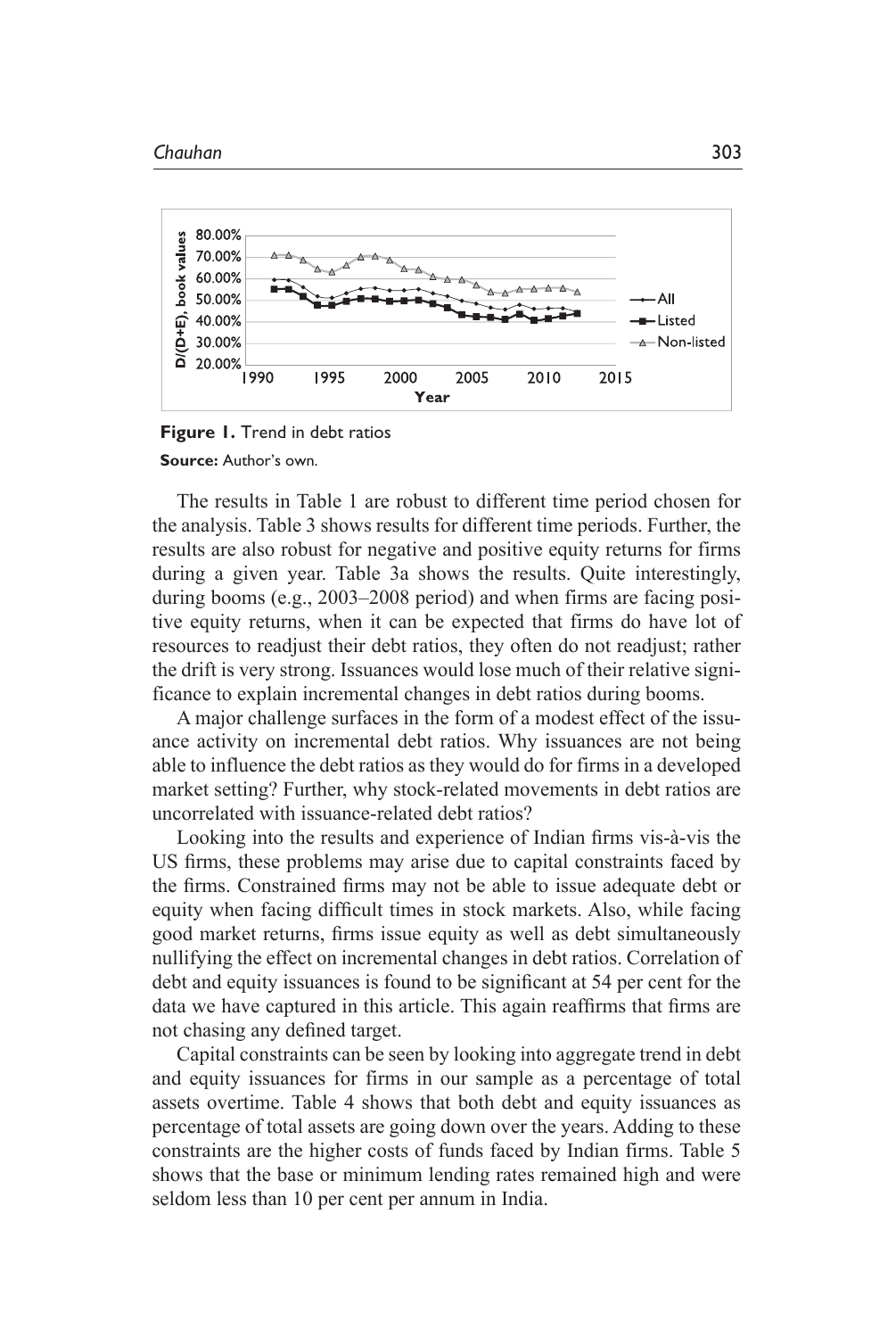**Figure 1.** Trend in debt ratios

**Source:** Author's own.

The results in Table 1 are robust to different time period chosen for the analysis. Table 3 shows results for different time periods. Further, the results are also robust for negative and positive equity returns for firms during a given year. Table 3a shows the results. Quite interestingly, during booms (e.g., 2003–2008 period) and when firms are facing positive equity returns, when it can be expected that firms do have lot of resources to readjust their debt ratios, they often do not readjust; rather the drift is very strong. Issuances would lose much of their relative significance to explain incremental changes in debt ratios during booms.

A major challenge surfaces in the form of a modest effect of the issuance activity on incremental debt ratios. Why issuances are not being able to influence the debt ratios as they would do for firms in a developed market setting? Further, why stock-related movements in debt ratios are uncorrelated with issuance-related debt ratios?

Looking into the results and experience of Indian firms vis-à-vis the US firms, these problems may arise due to capital constraints faced by the firms. Constrained firms may not be able to issue adequate debt or equity when facing difficult times in stock markets. Also, while facing good market returns, firms issue equity as well as debt simultaneously nullifying the effect on incremental changes in debt ratios. Correlation of debt and equity issuances is found to be significant at 54 per cent for the data we have captured in this article. This again reaffirms that firms are not chasing any defined target.

Capital constraints can be seen by looking into aggregate trend in debt and equity issuances for firms in our sample as a percentage of total assets overtime. Table 4 shows that both debt and equity issuances as percentage of total assets are going down over the years. Adding to these constraints are the higher costs of funds faced by Indian firms. Table 5 shows that the base or minimum lending rates remained high and were seldom less than 10 per cent per annum in India.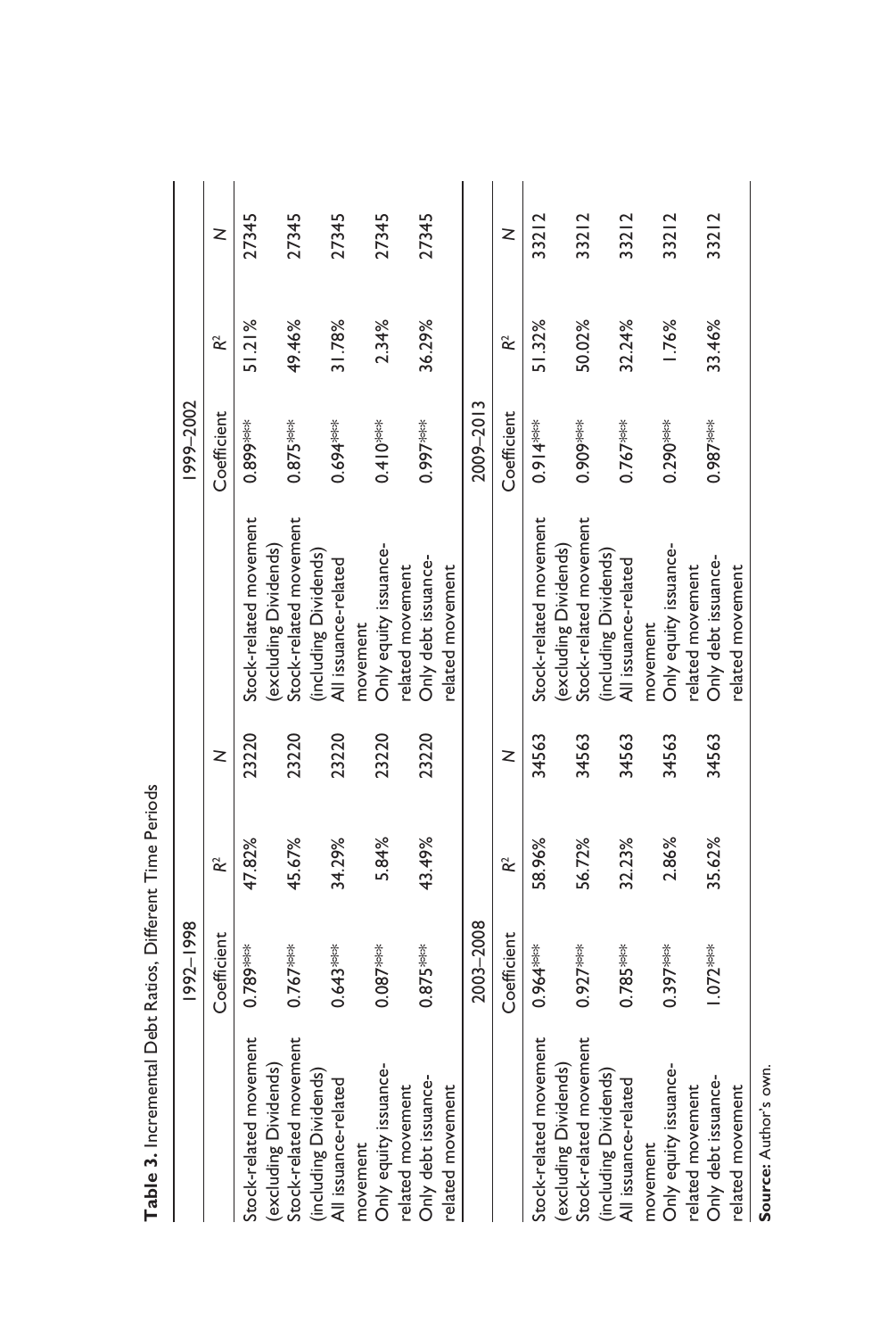**Table 3.** Incremental Debt Ratios, Different Time Periods

| | 1992–1998 | | | | 1999–2002 | | |
|---|---|---|---|---|---|---|---|
| | Coefficient | $R^2$ | N | | Coefficient | $R^2$ | N |
| Stock-related movement (excluding Dividends) | 0.789*** | 47.82% | 23220 | Stock-related movement (excluding Dividends) | 0.899*** | 51.21% | 27345 |
| Stock-related movement (including Dividends) | 0.767*** | 45.67% | 23220 | Stock-related movement (including Dividends) | 0.875*** | 49.46% | 27345 |
| All issuance-related movement | 0.643*** | 34.29% | 23220 | All issuance-related movement | 0.694*** | 31.78% | 27345 |
| Only equity issuance-related movement | 0.087*** | 5.84% | 23220 | Only equity issuance-related movement | 0.410*** | 2.34% | 27345 |
| Only debt issuance-related movement | 0.875*** | 43.49% | 23220 | Only debt issuance-related movement | 0.997*** | 36.29% | 27345 |
| | **2003–2008** | | | | **2009–2013** | | |
| | Coefficient | $R^2$ | N | | Coefficient | $R^2$ | N |
| Stock-related movement (excluding Dividends) | 0.964*** | 58.96% | 34563 | Stock-related movement (excluding Dividends) | 0.914*** | 51.32% | 33212 |
| Stock-related movement (including Dividends) | 0.927*** | 56.72% | 34563 | Stock-related movement (including Dividends) | 0.909*** | 50.02% | 33212 |
| All issuance-related movement | 0.785*** | 32.23% | 34563 | All issuance-related movement | 0.767*** | 32.24% | 33212 |
| Only equity issuance-related movement | 0.397*** | 2.86% | 34563 | Only equity issuance-related movement | 0.290*** | 1.76% | 33212 |
| Only debt issuance-related movement | 1.072*** | 35.62% | 34563 | Only debt issuance-related movement | 0.987*** | 33.46% | 33212 |

**Source:** Author's own.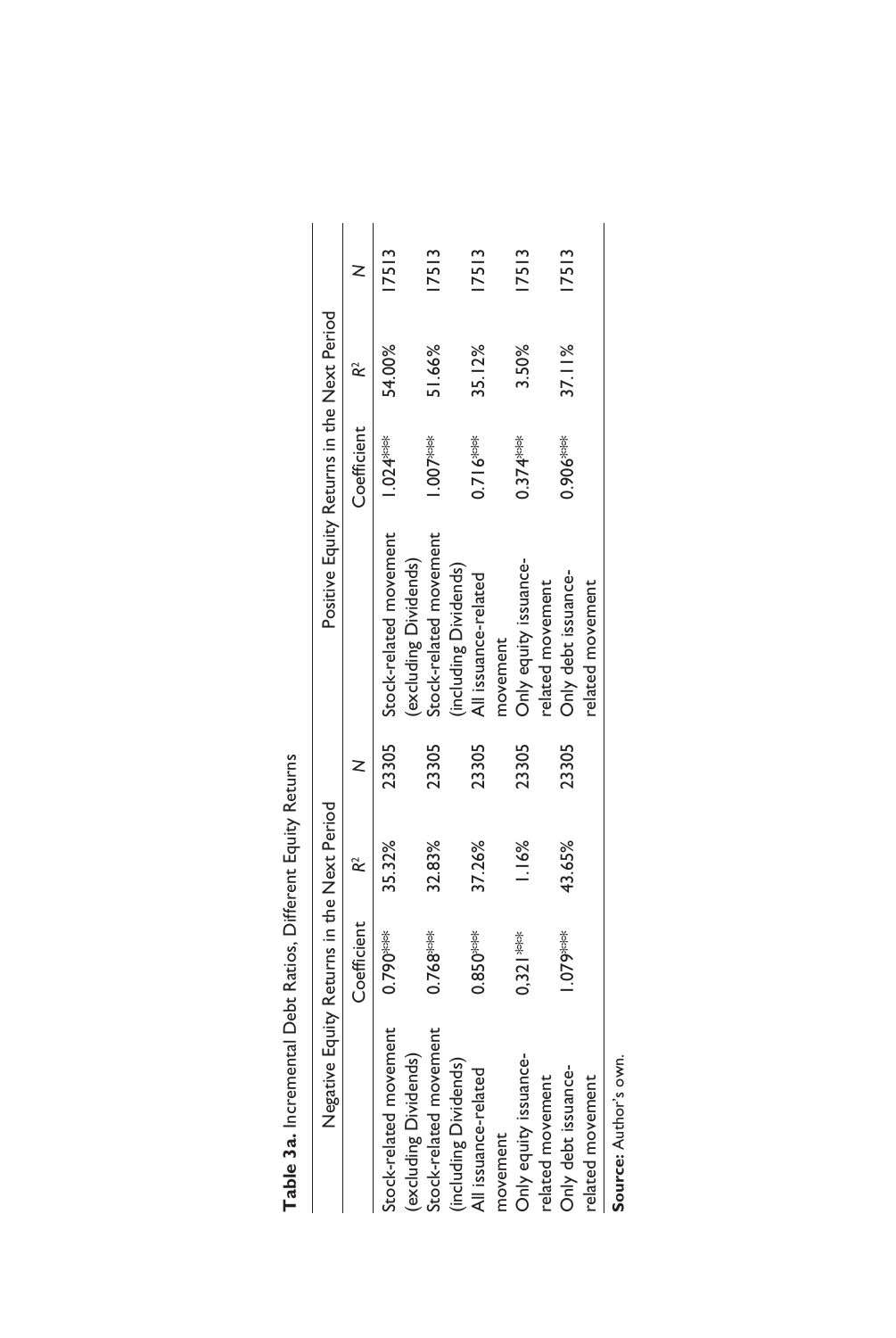**Table 3a.** Incremental Debt Ratios, Different Equity Returns

| Negative Equity Returns in the Next Period | | | | Positive Equity Returns in the Next Period | | | |
|---|---|---|---|---|---|---|---|
| | Coefficient | $R^2$ | $N$ | | Coefficient | $R^2$ | $N$ |
| Stock-related movement (excluding Dividends) | 0.790*** | 35.32% | 23305 | Stock-related movement (excluding Dividends) | 1.024*** | 54.00% | 17513 |
| Stock-related movement (including Dividends) | 0.768*** | 32.83% | 23305 | Stock-related movement (including Dividends) | 1.007*** | 51.66% | 17513 |
| All issuance-related movement | 0.850*** | 37.26% | 23305 | All issuance-related movement | 0.716*** | 35.12% | 17513 |
| Only equity issuance-related movement | 0,321*** | 1.16% | 23305 | Only equity issuance-related movement | 0.374*** | 3.50% | 17513 |
| Only debt issuance-related movement | 1.079*** | 43.65% | 23305 | Only debt issuance-related movement | 0.906*** | 37.11% | 17513 |

**Source:** Author's own.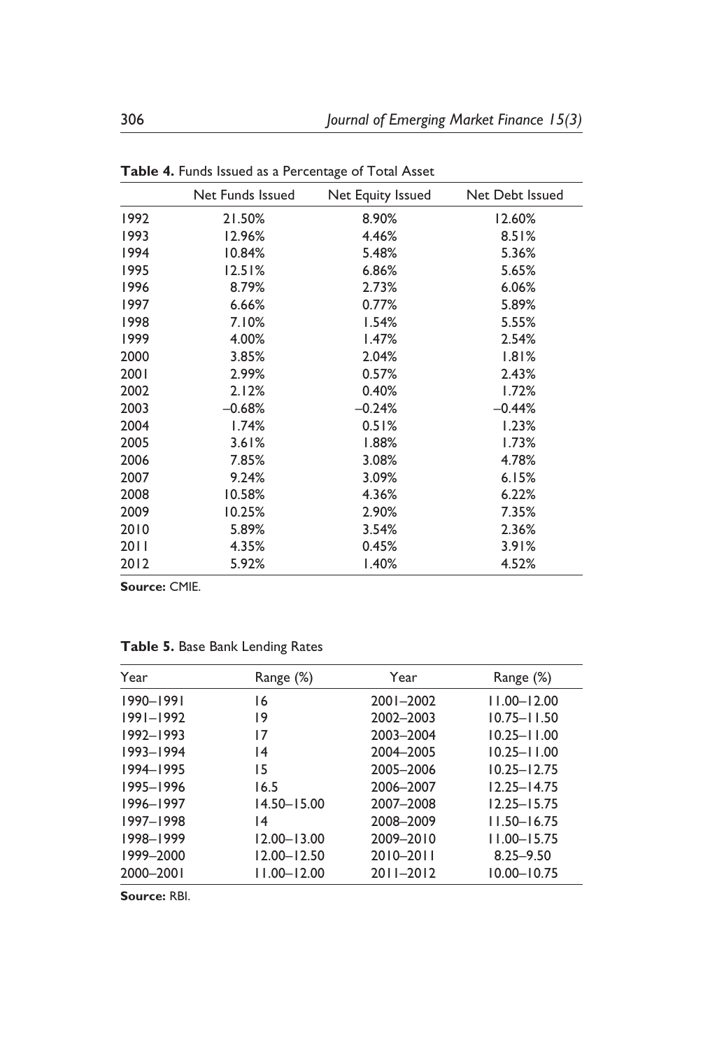**Table 4.** Funds Issued as a Percentage of Total Asset

| | Net Funds Issued | Net Equity Issued | Net Debt Issued |
|---|---|---|---|
| 1992 | 21.50% | 8.90% | 12.60% |
| 1993 | 12.96% | 4.46% | 8.51% |
| 1994 | 10.84% | 5.48% | 5.36% |
| 1995 | 12.51% | 6.86% | 5.65% |
| 1996 | 8.79% | 2.73% | 6.06% |
| 1997 | 6.66% | 0.77% | 5.89% |
| 1998 | 7.10% | 1.54% | 5.55% |
| 1999 | 4.00% | 1.47% | 2.54% |
| 2000 | 3.85% | 2.04% | 1.81% |
| 2001 | 2.99% | 0.57% | 2.43% |
| 2002 | 2.12% | 0.40% | 1.72% |
| 2003 | –0.68% | –0.24% | –0.44% |
| 2004 | 1.74% | 0.51% | 1.23% |
| 2005 | 3.61% | 1.88% | 1.73% |
| 2006 | 7.85% | 3.08% | 4.78% |
| 2007 | 9.24% | 3.09% | 6.15% |
| 2008 | 10.58% | 4.36% | 6.22% |
| 2009 | 10.25% | 2.90% | 7.35% |
| 2010 | 5.89% | 3.54% | 2.36% |
| 2011 | 4.35% | 0.45% | 3.91% |
| 2012 | 5.92% | 1.40% | 4.52% |

**Source:** CMIE.

**Table 5.** Base Bank Lending Rates

| Year | Range (%) | Year | Range (%) |
|---|---|---|---|
| 1990–1991 | 16 | 2001–2002 | 11.00–12.00 |
| 1991–1992 | 19 | 2002–2003 | 10.75–11.50 |
| 1992–1993 | 17 | 2003–2004 | 10.25–11.00 |
| 1993–1994 | 14 | 2004–2005 | 10.25–11.00 |
| 1994–1995 | 15 | 2005–2006 | 10.25–12.75 |
| 1995–1996 | 16.5 | 2006–2007 | 12.25–14.75 |
| 1996–1997 | 14.50–15.00 | 2007–2008 | 12.25–15.75 |
| 1997–1998 | 14 | 2008–2009 | 11.50–16.75 |
| 1998–1999 | 12.00–13.00 | 2009–2010 | 11.00–15.75 |
| 1999–2000 | 12.00–12.50 | 2010–2011 | 8.25–9.50 |
| 2000–2001 | 11.00–12.00 | 2011–2012 | 10.00–10.75 |

**Source:** RBI.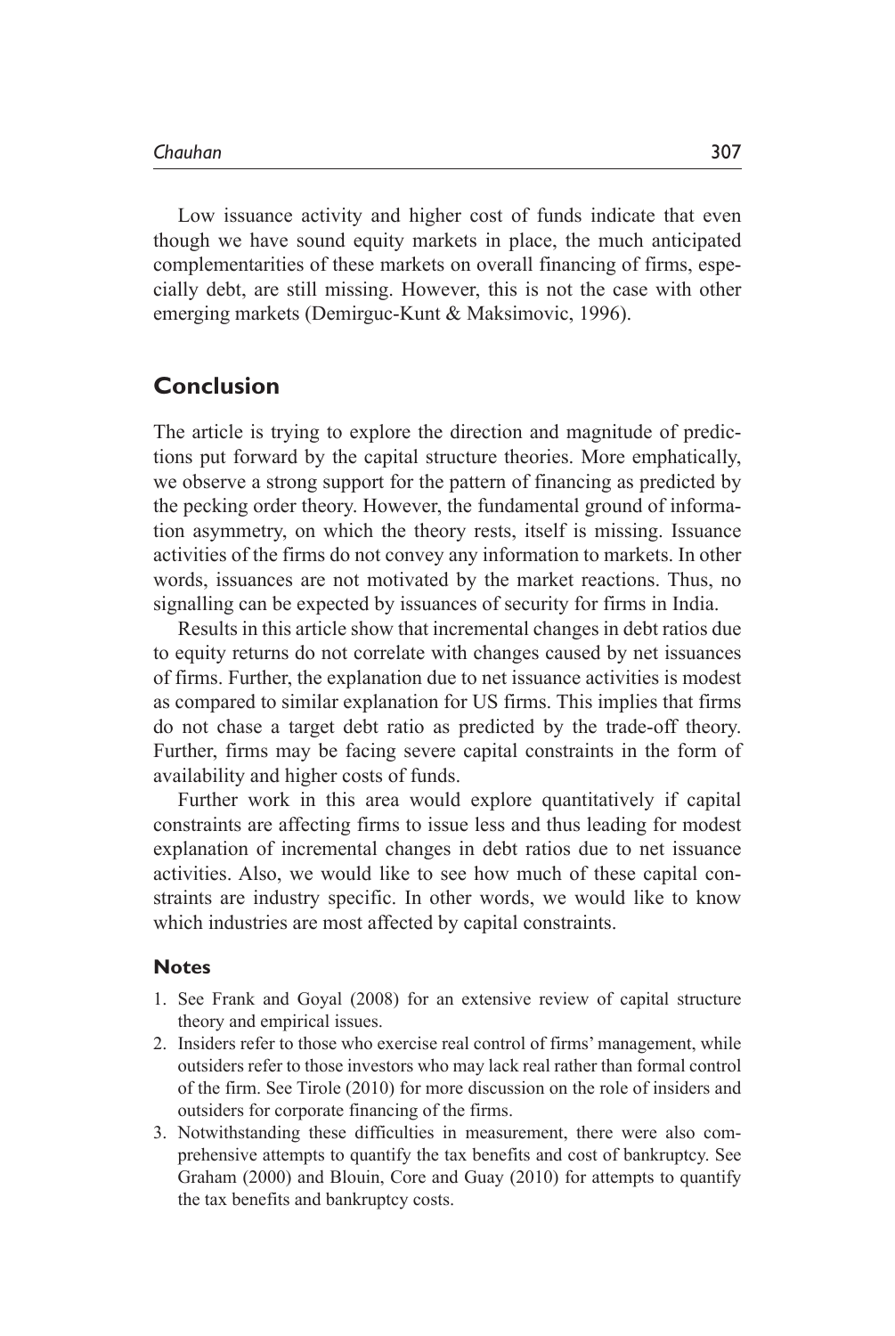Low issuance activity and higher cost of funds indicate that even though we have sound equity markets in place, the much anticipated complementarities of these markets on overall financing of firms, especially debt, are still missing. However, this is not the case with other emerging markets (Demirguc-Kunt & Maksimovic, 1996).

## Conclusion

The article is trying to explore the direction and magnitude of predictions put forward by the capital structure theories. More emphatically, we observe a strong support for the pattern of financing as predicted by the pecking order theory. However, the fundamental ground of information asymmetry, on which the theory rests, itself is missing. Issuance activities of the firms do not convey any information to markets. In other words, issuances are not motivated by the market reactions. Thus, no signalling can be expected by issuances of security for firms in India.

Results in this article show that incremental changes in debt ratios due to equity returns do not correlate with changes caused by net issuances of firms. Further, the explanation due to net issuance activities is modest as compared to similar explanation for US firms. This implies that firms do not chase a target debt ratio as predicted by the trade-off theory. Further, firms may be facing severe capital constraints in the form of availability and higher costs of funds.

Further work in this area would explore quantitatively if capital constraints are affecting firms to issue less and thus leading for modest explanation of incremental changes in debt ratios due to net issuance activities. Also, we would like to see how much of these capital constraints are industry specific. In other words, we would like to know which industries are most affected by capital constraints.

### Notes

1. See Frank and Goyal (2008) for an extensive review of capital structure theory and empirical issues.
2. Insiders refer to those who exercise real control of firms' management, while outsiders refer to those investors who may lack real rather than formal control of the firm. See Tirole (2010) for more discussion on the role of insiders and outsiders for corporate financing of the firms.
3. Notwithstanding these difficulties in measurement, there were also comprehensive attempts to quantify the tax benefits and cost of bankruptcy. See Graham (2000) and Blouin, Core and Guay (2010) for attempts to quantify the tax benefits and bankruptcy costs.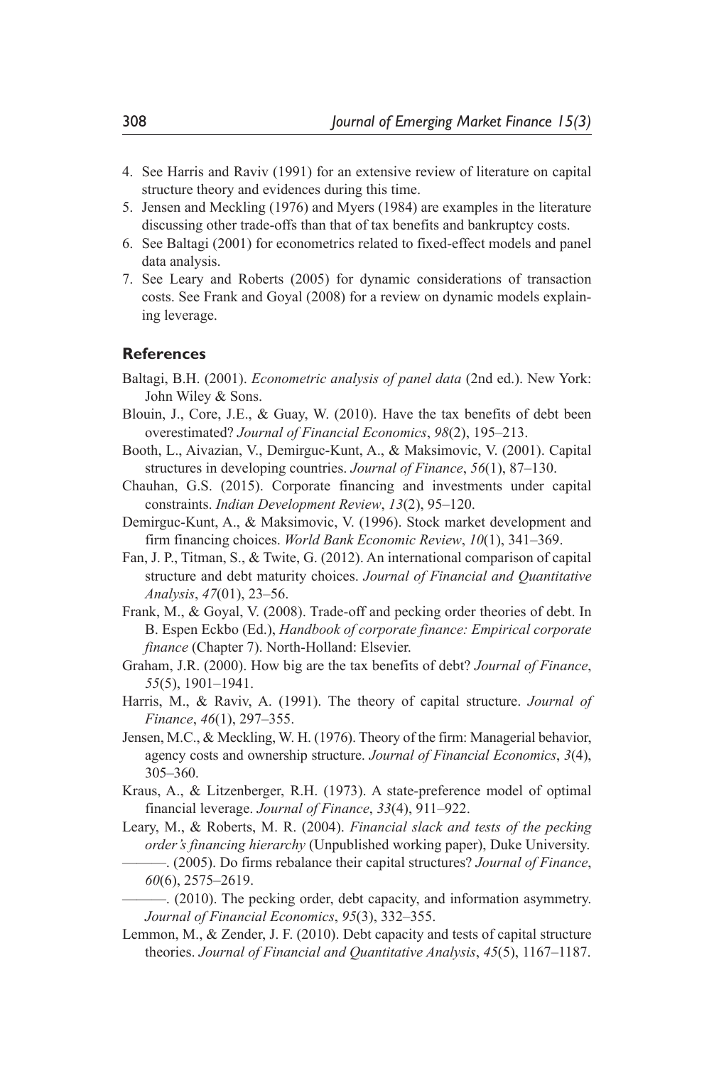4. See Harris and Raviv (1991) for an extensive review of literature on capital structure theory and evidences during this time.
5. Jensen and Meckling (1976) and Myers (1984) are examples in the literature discussing other trade-offs than that of tax benefits and bankruptcy costs.
6. See Baltagi (2001) for econometrics related to fixed-effect models and panel data analysis.
7. See Leary and Roberts (2005) for dynamic considerations of transaction costs. See Frank and Goyal (2008) for a review on dynamic models explaining leverage.

## References

Baltagi, B.H. (2001). *Econometric analysis of panel data* (2nd ed.). New York: John Wiley & Sons.

Blouin, J., Core, J.E., & Guay, W. (2010). Have the tax benefits of debt been overestimated? *Journal of Financial Economics*, *98*(2), 195–213.

Booth, L., Aivazian, V., Demirguc-Kunt, A., & Maksimovic, V. (2001). Capital structures in developing countries. *Journal of Finance*, *56*(1), 87–130.

Chauhan, G.S. (2015). Corporate financing and investments under capital constraints. *Indian Development Review*, *13*(2), 95–120.

Demirguc-Kunt, A., & Maksimovic, V. (1996). Stock market development and firm financing choices. *World Bank Economic Review*, *10*(1), 341–369.

Fan, J. P., Titman, S., & Twite, G. (2012). An international comparison of capital structure and debt maturity choices. *Journal of Financial and Quantitative Analysis*, *47*(01), 23–56.

Frank, M., & Goyal, V. (2008). Trade-off and pecking order theories of debt. In B. Espen Eckbo (Ed.), *Handbook of corporate finance: Empirical corporate finance* (Chapter 7). North-Holland: Elsevier.

Graham, J.R. (2000). How big are the tax benefits of debt? *Journal of Finance*, *55*(5), 1901–1941.

Harris, M., & Raviv, A. (1991). The theory of capital structure. *Journal of Finance*, *46*(1), 297–355.

Jensen, M.C., & Meckling, W. H. (1976). Theory of the firm: Managerial behavior, agency costs and ownership structure. *Journal of Financial Economics*, *3*(4), 305–360.

Kraus, A., & Litzenberger, R.H. (1973). A state-preference model of optimal financial leverage. *Journal of Finance*, *33*(4), 911–922.

Leary, M., & Roberts, M. R. (2004). *Financial slack and tests of the pecking order's financing hierarchy* (Unpublished working paper), Duke University.

———. (2005). Do firms rebalance their capital structures? *Journal of Finance*, *60*(6), 2575–2619.

———. (2010). The pecking order, debt capacity, and information asymmetry. *Journal of Financial Economics*, *95*(3), 332–355.

Lemmon, M., & Zender, J. F. (2010). Debt capacity and tests of capital structure theories. *Journal of Financial and Quantitative Analysis*, *45*(5), 1167–1187.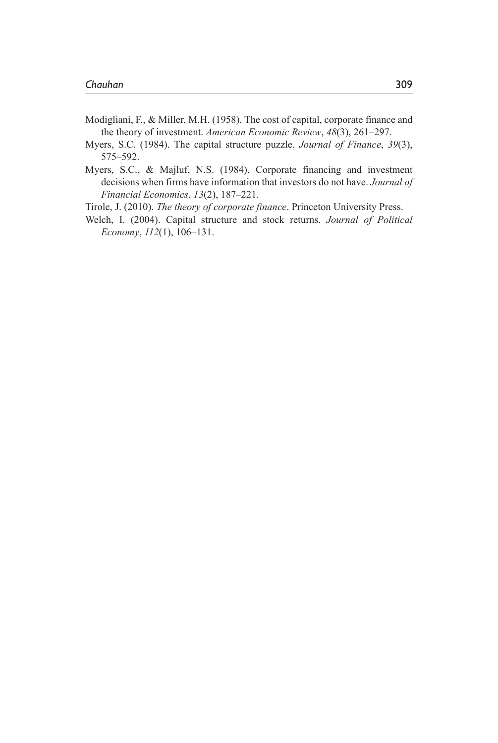Modigliani, F., & Miller, M.H. (1958). The cost of capital, corporate finance and the theory of investment. *American Economic Review*, *48*(3), 261–297.

Myers, S.C. (1984). The capital structure puzzle. *Journal of Finance*, *39*(3), 575–592.

Myers, S.C., & Majluf, N.S. (1984). Corporate financing and investment decisions when firms have information that investors do not have. *Journal of Financial Economics*, *13*(2), 187–221.

Tirole, J. (2010). *The theory of corporate finance*. Princeton University Press.

Welch, I. (2004). Capital structure and stock returns. *Journal of Political Economy*, *112*(1), 106–131.